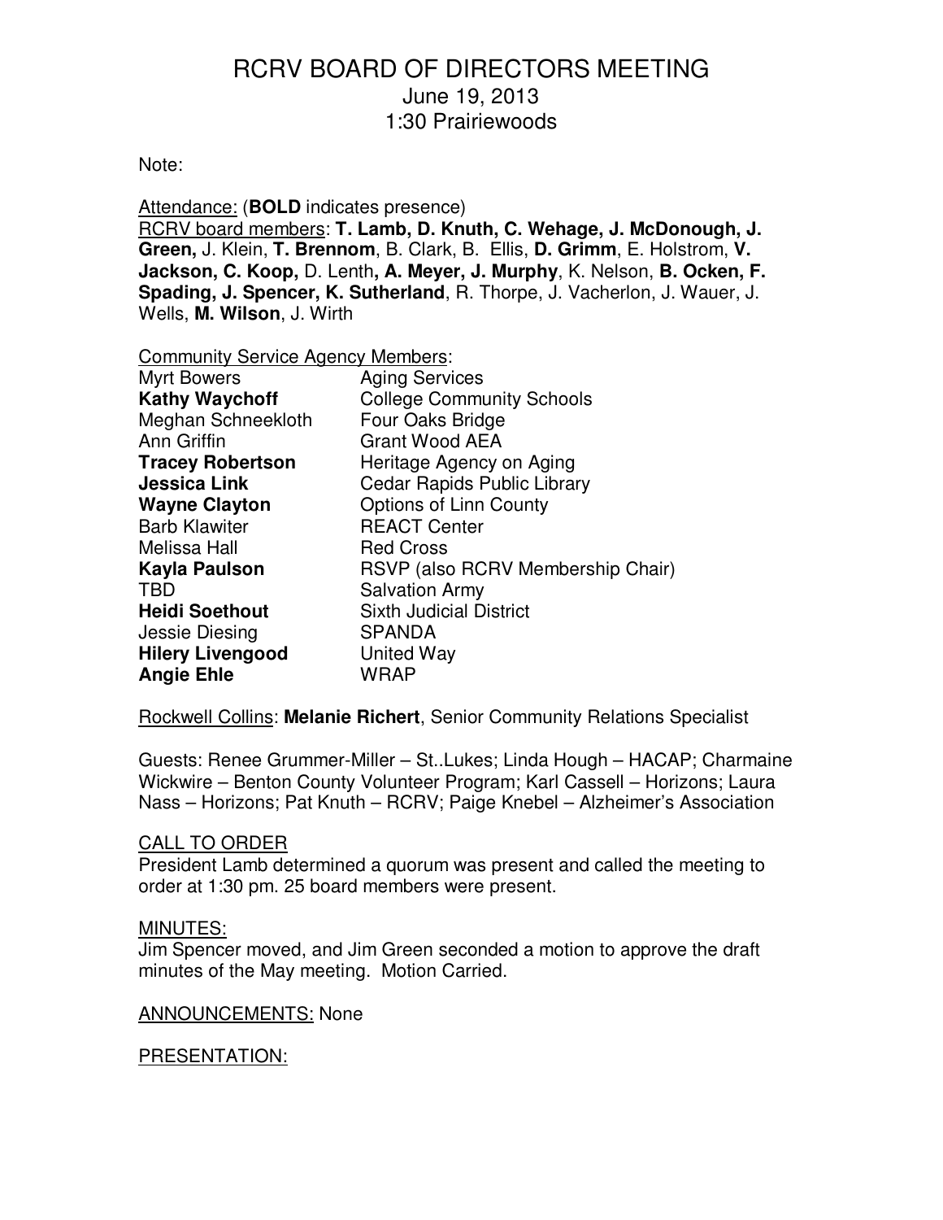# RCRV BOARD OF DIRECTORS MEETING

June 19, 2013
1:30 Prairiewoods

Note:

Attendance: (**BOLD** indicates presence)
RCRV board members: **T. Lamb, D. Knuth, C. Wehage, J. McDonough, J. Green,** J. Klein, **T. Brennom**, B. Clark, B. Ellis, **D. Grimm**, E. Holstrom, **V. Jackson, C. Koop,** D. Lenth**, A. Meyer, J. Murphy**, K. Nelson, **B. Ocken, F. Spading, J. Spencer, K. Sutherland**, R. Thorpe, J. Vacherlon, J. Wauer, J. Wells, **M. Wilson**, J. Wirth

Community Service Agency Members:

| | |
|---|---|
| Myrt Bowers | Aging Services |
| **Kathy Waychoff** | College Community Schools |
| Meghan Schneekloth | Four Oaks Bridge |
| Ann Griffin | Grant Wood AEA |
| **Tracey Robertson** | Heritage Agency on Aging |
| **Jessica Link** | Cedar Rapids Public Library |
| **Wayne Clayton** | Options of Linn County |
| Barb Klawiter | REACT Center |
| Melissa Hall | Red Cross |
| **Kayla Paulson** | RSVP (also RCRV Membership Chair) |
| TBD | Salvation Army |
| **Heidi Soethout** | Sixth Judicial District |
| Jessie Diesing | SPANDA |
| **Hilery Livengood** | United Way |
| **Angie Ehle** | WRAP |

Rockwell Collins: **Melanie Richert**, Senior Community Relations Specialist

Guests: Renee Grummer-Miller – St..Lukes; Linda Hough – HACAP; Charmaine Wickwire – Benton County Volunteer Program; Karl Cassell – Horizons; Laura Nass – Horizons; Pat Knuth – RCRV; Paige Knebel – Alzheimer's Association

CALL TO ORDER
President Lamb determined a quorum was present and called the meeting to order at 1:30 pm. 25 board members were present.

MINUTES:
Jim Spencer moved, and Jim Green seconded a motion to approve the draft minutes of the May meeting. Motion Carried.

ANNOUNCEMENTS: None

PRESENTATION: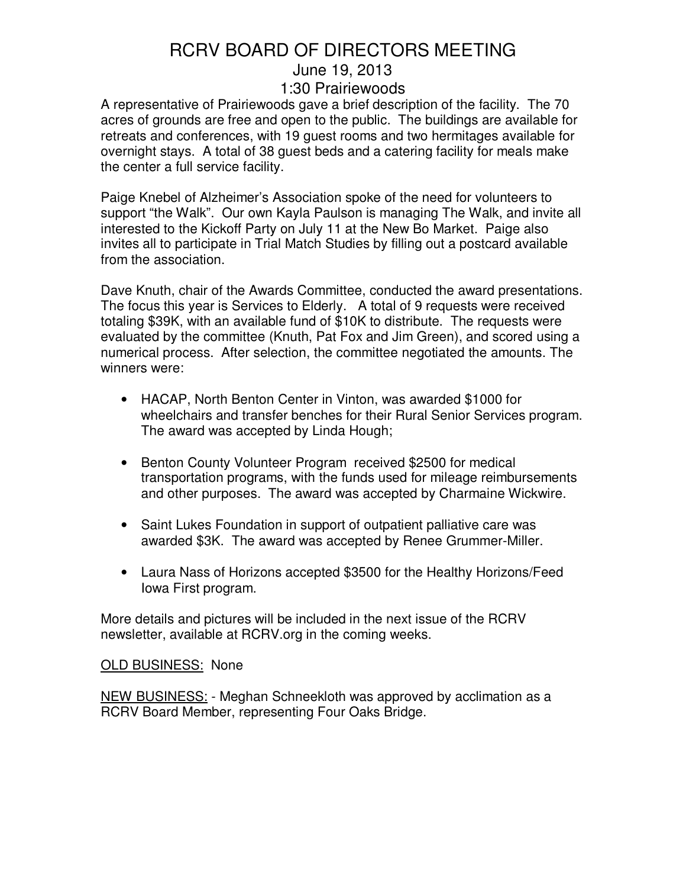# RCRV BOARD OF DIRECTORS MEETING

## June 19, 2013

## 1:30 Prairiewoods

A representative of Prairiewoods gave a brief description of the facility. The 70 acres of grounds are free and open to the public. The buildings are available for retreats and conferences, with 19 guest rooms and two hermitages available for overnight stays. A total of 38 guest beds and a catering facility for meals make the center a full service facility.

Paige Knebel of Alzheimer's Association spoke of the need for volunteers to support "the Walk". Our own Kayla Paulson is managing The Walk, and invite all interested to the Kickoff Party on July 11 at the New Bo Market. Paige also invites all to participate in Trial Match Studies by filling out a postcard available from the association.

Dave Knuth, chair of the Awards Committee, conducted the award presentations. The focus this year is Services to Elderly. A total of 9 requests were received totaling $39K, with an available fund of $10K to distribute. The requests were evaluated by the committee (Knuth, Pat Fox and Jim Green), and scored using a numerical process. After selection, the committee negotiated the amounts. The winners were:

- HACAP, North Benton Center in Vinton, was awarded $1000 for wheelchairs and transfer benches for their Rural Senior Services program. The award was accepted by Linda Hough;
- Benton County Volunteer Program received $2500 for medical transportation programs, with the funds used for mileage reimbursements and other purposes. The award was accepted by Charmaine Wickwire.
- Saint Lukes Foundation in support of outpatient palliative care was awarded $3K. The award was accepted by Renee Grummer-Miller.
- Laura Nass of Horizons accepted $3500 for the Healthy Horizons/Feed Iowa First program.

More details and pictures will be included in the next issue of the RCRV newsletter, available at RCRV.org in the coming weeks.

<u>OLD BUSINESS:</u> None

<u>NEW BUSINESS:</u> - Meghan Schneekloth was approved by acclimation as a RCRV Board Member, representing Four Oaks Bridge.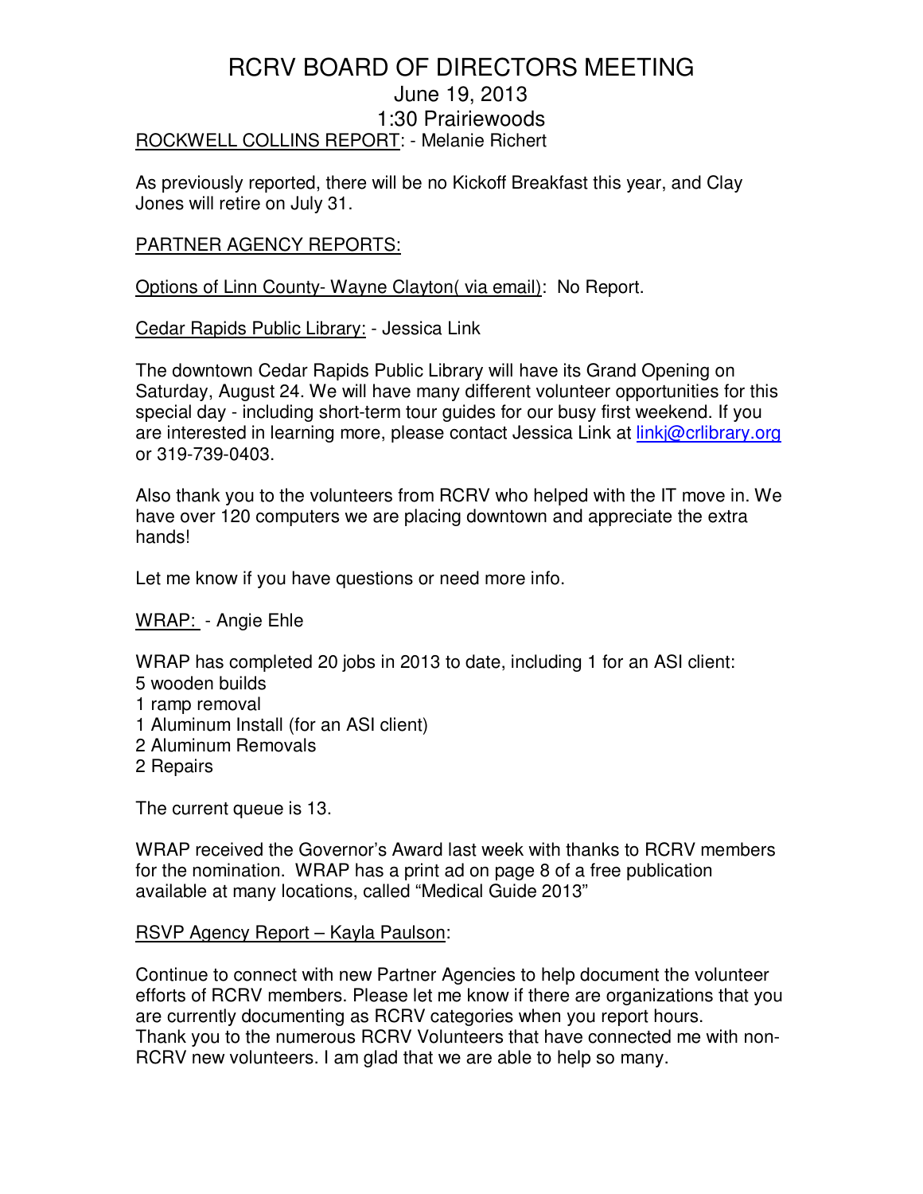# RCRV BOARD OF DIRECTORS MEETING

June 19, 2013

1:30 Prairiewoods

ROCKWELL COLLINS REPORT: - Melanie Richert

As previously reported, there will be no Kickoff Breakfast this year, and Clay Jones will retire on July 31.

PARTNER AGENCY REPORTS:

Options of Linn County- Wayne Clayton( via email): No Report.

Cedar Rapids Public Library: - Jessica Link

The downtown Cedar Rapids Public Library will have its Grand Opening on Saturday, August 24. We will have many different volunteer opportunities for this special day - including short-term tour guides for our busy first weekend. If you are interested in learning more, please contact Jessica Link at linkj@crlibrary.org or 319-739-0403.

Also thank you to the volunteers from RCRV who helped with the IT move in. We have over 120 computers we are placing downtown and appreciate the extra hands!

Let me know if you have questions or need more info.

WRAP: - Angie Ehle

WRAP has completed 20 jobs in 2013 to date, including 1 for an ASI client:
5 wooden builds
1 ramp removal
1 Aluminum Install (for an ASI client)
2 Aluminum Removals
2 Repairs

The current queue is 13.

WRAP received the Governor's Award last week with thanks to RCRV members for the nomination. WRAP has a print ad on page 8 of a free publication available at many locations, called "Medical Guide 2013"

RSVP Agency Report – Kayla Paulson:

Continue to connect with new Partner Agencies to help document the volunteer efforts of RCRV members. Please let me know if there are organizations that you are currently documenting as RCRV categories when you report hours.
Thank you to the numerous RCRV Volunteers that have connected me with non-RCRV new volunteers. I am glad that we are able to help so many.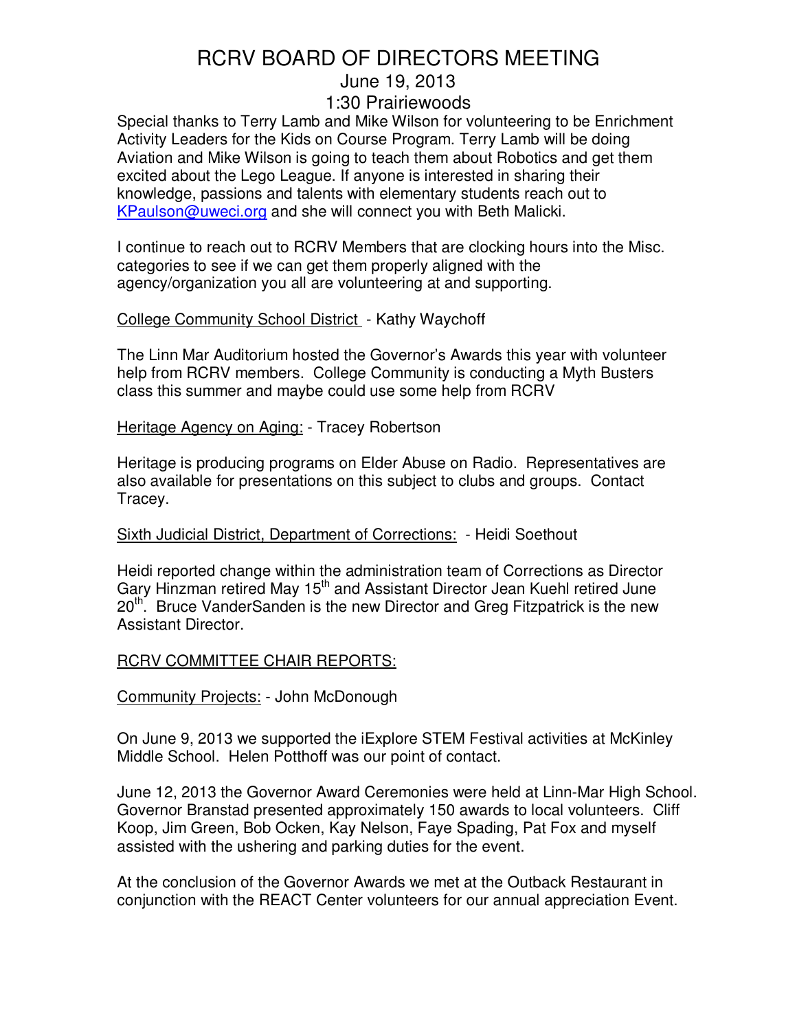# RCRV BOARD OF DIRECTORS MEETING

June 19, 2013

1:30 Prairiewoods

Special thanks to Terry Lamb and Mike Wilson for volunteering to be Enrichment Activity Leaders for the Kids on Course Program. Terry Lamb will be doing Aviation and Mike Wilson is going to teach them about Robotics and get them excited about the Lego League. If anyone is interested in sharing their knowledge, passions and talents with elementary students reach out to KPaulson@uweci.org and she will connect you with Beth Malicki.

I continue to reach out to RCRV Members that are clocking hours into the Misc. categories to see if we can get them properly aligned with the agency/organization you all are volunteering at and supporting.

College Community School District - Kathy Waychoff

The Linn Mar Auditorium hosted the Governor's Awards this year with volunteer help from RCRV members. College Community is conducting a Myth Busters class this summer and maybe could use some help from RCRV

Heritage Agency on Aging: - Tracey Robertson

Heritage is producing programs on Elder Abuse on Radio. Representatives are also available for presentations on this subject to clubs and groups. Contact Tracey.

Sixth Judicial District, Department of Corrections: - Heidi Soethout

Heidi reported change within the administration team of Corrections as Director Gary Hinzman retired May 15th and Assistant Director Jean Kuehl retired June 20th. Bruce VanderSanden is the new Director and Greg Fitzpatrick is the new Assistant Director.

RCRV COMMITTEE CHAIR REPORTS:

Community Projects: - John McDonough

On June 9, 2013 we supported the iExplore STEM Festival activities at McKinley Middle School. Helen Potthoff was our point of contact.

June 12, 2013 the Governor Award Ceremonies were held at Linn-Mar High School. Governor Branstad presented approximately 150 awards to local volunteers. Cliff Koop, Jim Green, Bob Ocken, Kay Nelson, Faye Spading, Pat Fox and myself assisted with the ushering and parking duties for the event.

At the conclusion of the Governor Awards we met at the Outback Restaurant in conjunction with the REACT Center volunteers for our annual appreciation Event.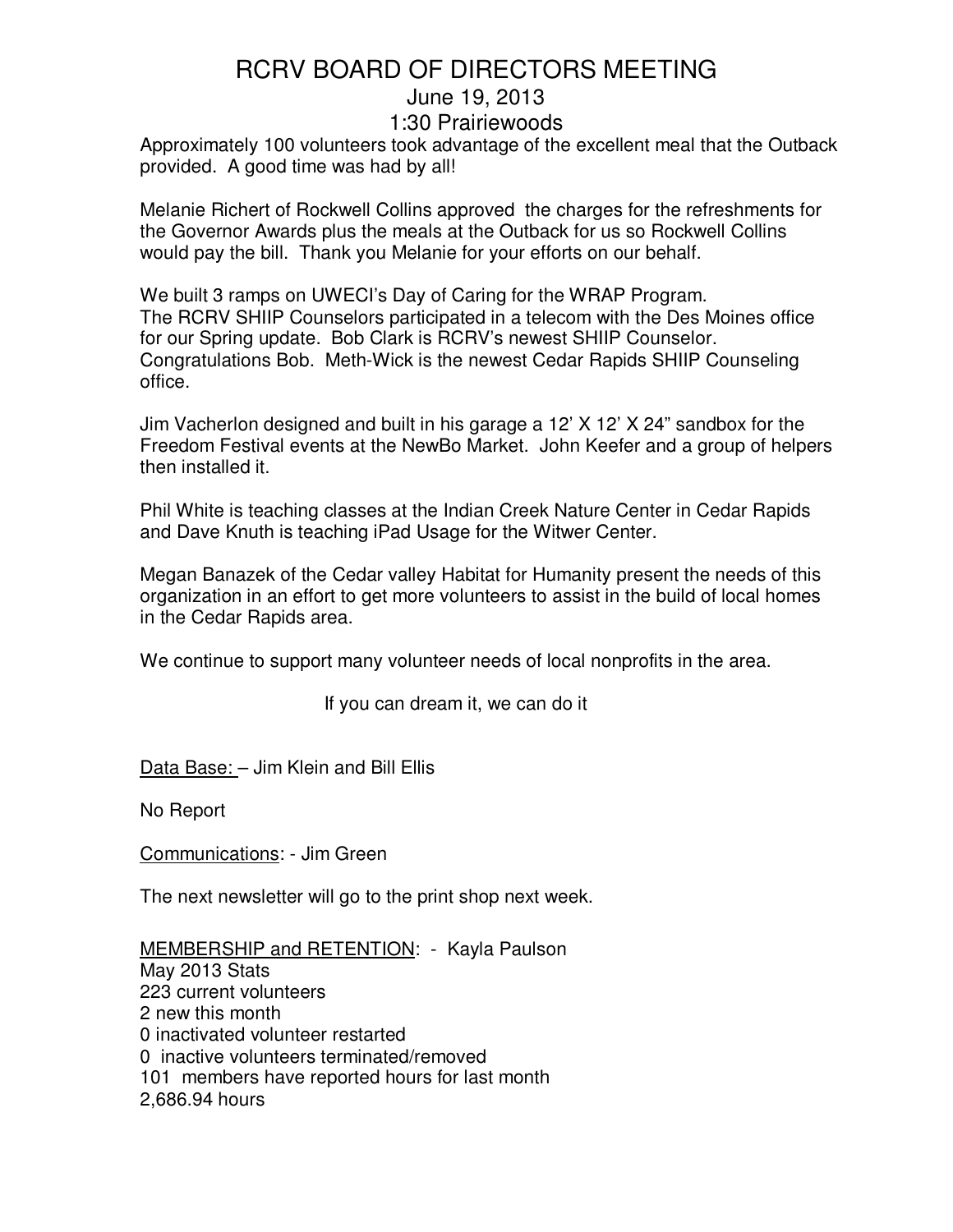# RCRV BOARD OF DIRECTORS MEETING

June 19, 2013

1:30 Prairiewoods

Approximately 100 volunteers took advantage of the excellent meal that the Outback provided. A good time was had by all!

Melanie Richert of Rockwell Collins approved the charges for the refreshments for the Governor Awards plus the meals at the Outback for us so Rockwell Collins would pay the bill. Thank you Melanie for your efforts on our behalf.

We built 3 ramps on UWECI's Day of Caring for the WRAP Program.
The RCRV SHIIP Counselors participated in a telecom with the Des Moines office for our Spring update. Bob Clark is RCRV's newest SHIIP Counselor. Congratulations Bob. Meth-Wick is the newest Cedar Rapids SHIIP Counseling office.

Jim Vacherlon designed and built in his garage a 12' X 12' X 24" sandbox for the Freedom Festival events at the NewBo Market. John Keefer and a group of helpers then installed it.

Phil White is teaching classes at the Indian Creek Nature Center in Cedar Rapids and Dave Knuth is teaching iPad Usage for the Witwer Center.

Megan Banazek of the Cedar valley Habitat for Humanity present the needs of this organization in an effort to get more volunteers to assist in the build of local homes in the Cedar Rapids area.

We continue to support many volunteer needs of local nonprofits in the area.

If you can dream it, we can do it

Data Base: – Jim Klein and Bill Ellis

No Report

Communications: - Jim Green

The next newsletter will go to the print shop next week.

MEMBERSHIP and RETENTION: - Kayla Paulson

May 2013 Stats
223 current volunteers
2 new this month
0 inactivated volunteer restarted
0 inactive volunteers terminated/removed
101 members have reported hours for last month
2,686.94 hours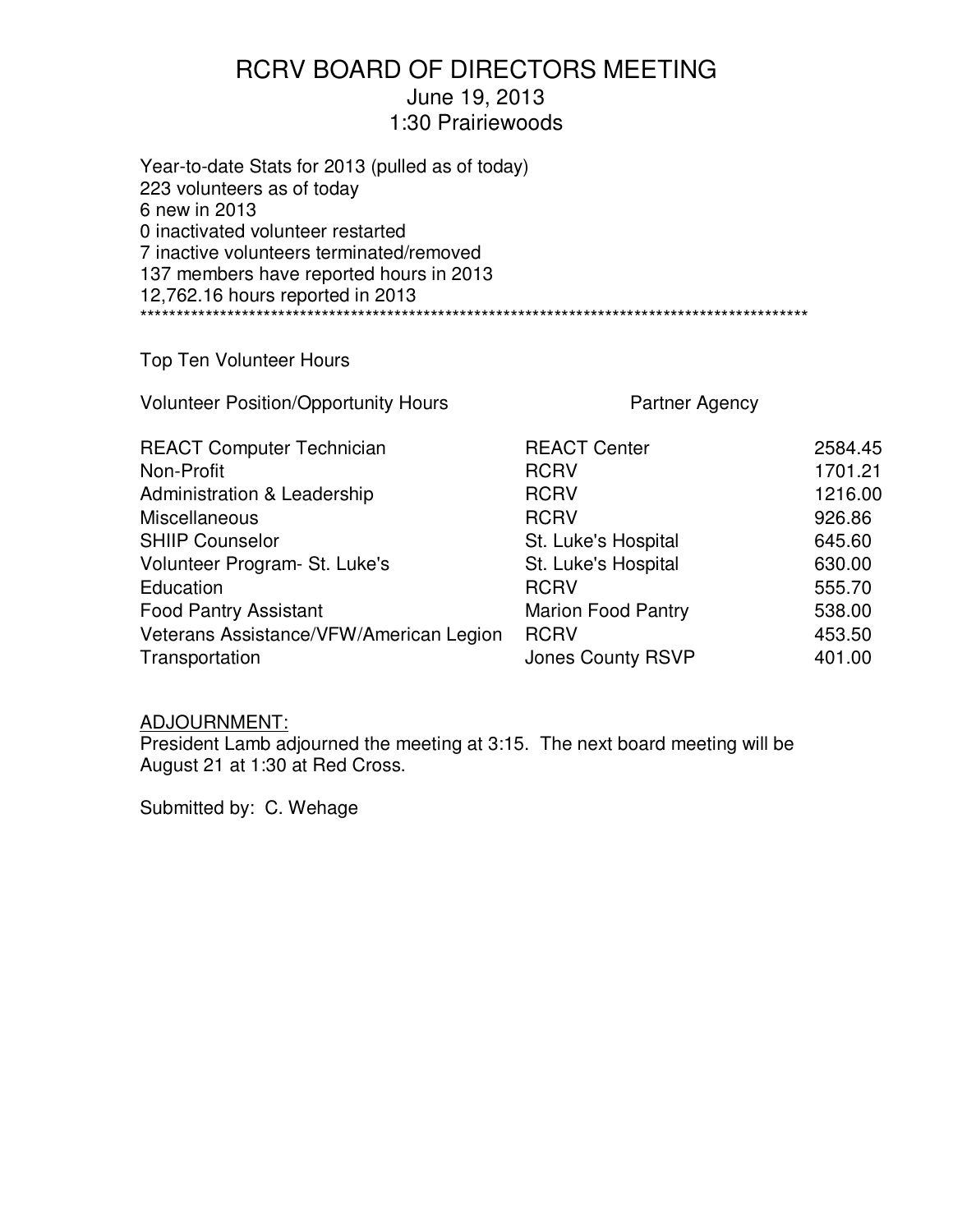# RCRV BOARD OF DIRECTORS MEETING

June 19, 2013
1:30 Prairiewoods

Year-to-date Stats for 2013 (pulled as of today)
223 volunteers as of today
6 new in 2013
0 inactivated volunteer restarted
7 inactive volunteers terminated/removed
137 members have reported hours in 2013
12,762.16 hours reported in 2013
************************************************************************************************

Top Ten Volunteer Hours

| Volunteer Position/Opportunity Hours | Partner Agency | |
|---|---|---|
| REACT Computer Technician | REACT Center | 2584.45 |
| Non-Profit | RCRV | 1701.21 |
| Administration & Leadership | RCRV | 1216.00 |
| Miscellaneous | RCRV | 926.86 |
| SHIIP Counselor | St. Luke's Hospital | 645.60 |
| Volunteer Program- St. Luke's | St. Luke's Hospital | 630.00 |
| Education | RCRV | 555.70 |
| Food Pantry Assistant | Marion Food Pantry | 538.00 |
| Veterans Assistance/VFW/American Legion | RCRV | 453.50 |
| Transportation | Jones County RSVP | 401.00 |

ADJOURNMENT:
President Lamb adjourned the meeting at 3:15. The next board meeting will be August 21 at 1:30 at Red Cross.

Submitted by: C. Wehage